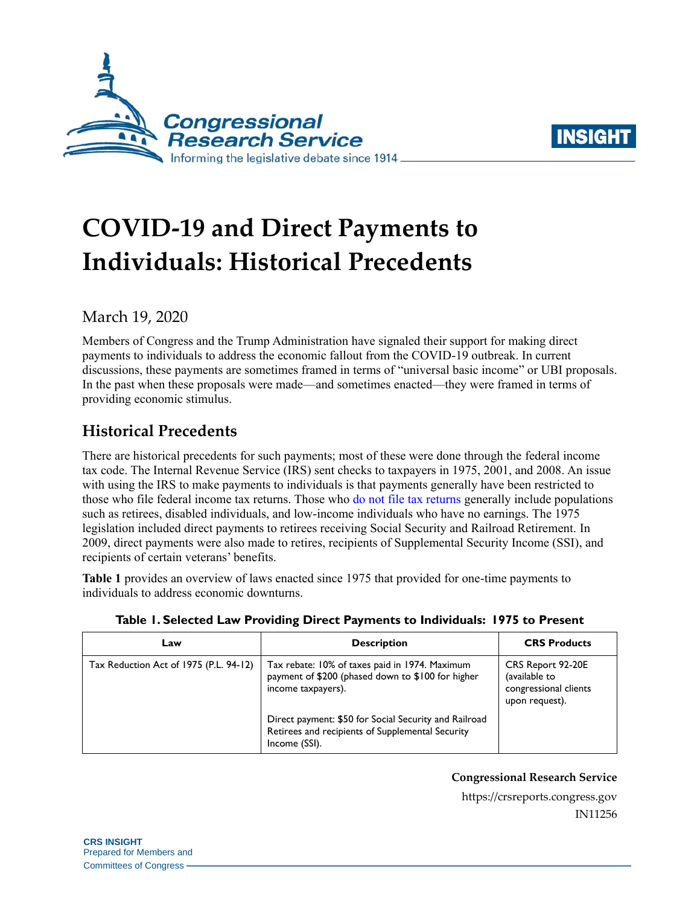# COVID-19 and Direct Payments to Individuals: Historical Precedents

March 19, 2020

Members of Congress and the Trump Administration have signaled their support for making direct payments to individuals to address the economic fallout from the COVID-19 outbreak. In current discussions, these payments are sometimes framed in terms of "universal basic income" or UBI proposals. In the past when these proposals were made—and sometimes enacted—they were framed in terms of providing economic stimulus.

## Historical Precedents

There are historical precedents for such payments; most of these were done through the federal income tax code. The Internal Revenue Service (IRS) sent checks to taxpayers in 1975, 2001, and 2008. An issue with using the IRS to make payments to individuals is that payments generally have been restricted to those who file federal income tax returns. Those who do not file tax returns generally include populations such as retirees, disabled individuals, and low-income individuals who have no earnings. The 1975 legislation included direct payments to retirees receiving Social Security and Railroad Retirement. In 2009, direct payments were also made to retires, recipients of Supplemental Security Income (SSI), and recipients of certain veterans' benefits.

**Table 1** provides an overview of laws enacted since 1975 that provided for one-time payments to individuals to address economic downturns.

**Table 1. Selected Law Providing Direct Payments to Individuals: 1975 to Present**

| Law | Description | CRS Products |
|---|---|---|
| Tax Reduction Act of 1975 (P.L. 94-12) | Tax rebate: 10% of taxes paid in 1974. Maximum payment of $200 (phased down to $100 for higher income taxpayers).<br><br>Direct payment: $50 for Social Security and Railroad Retirees and recipients of Supplemental Security Income (SSI). | CRS Report 92-20E (available to congressional clients upon request). |

**Congressional Research Service**
https://crsreports.congress.gov
IN11256

**CRS INSIGHT**
Prepared for Members and Committees of Congress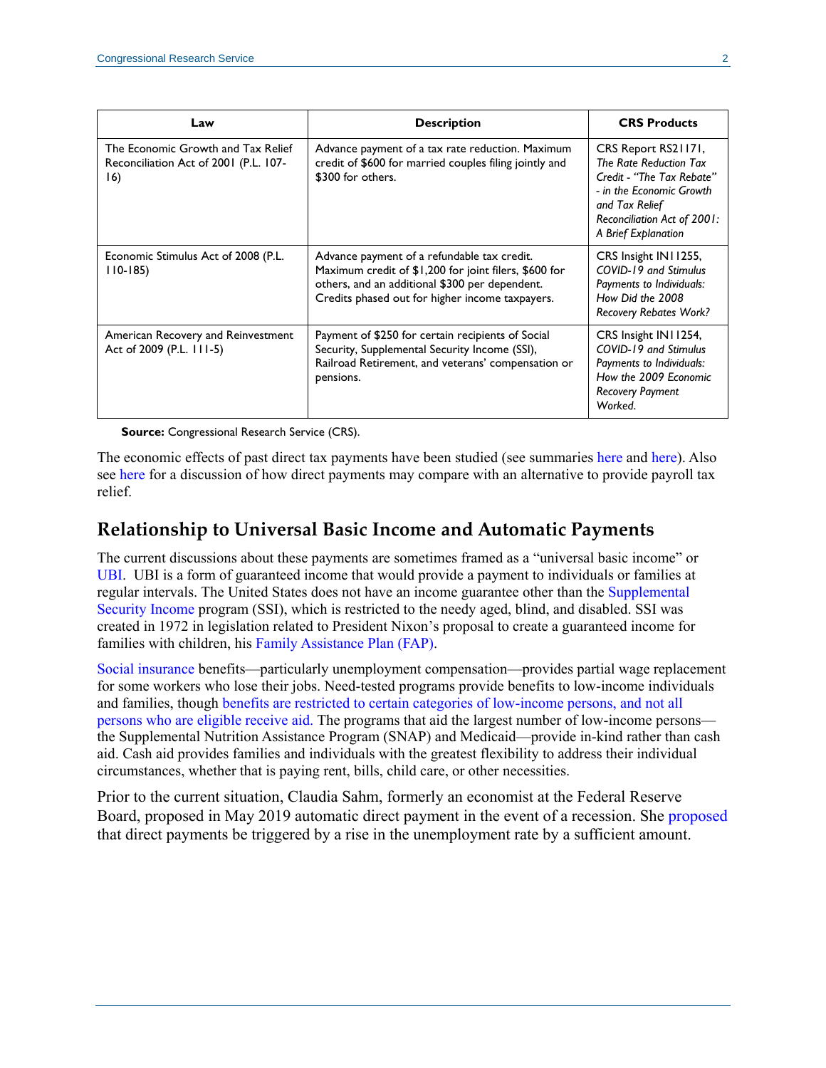| Law | Description | CRS Products |
| --- | --- | --- |
| The Economic Growth and Tax Relief Reconciliation Act of 2001 (P.L. 107-16) | Advance payment of a tax rate reduction. Maximum credit of $600 for married couples filing jointly and $300 for others. | CRS Report RS21171, *The Rate Reduction Tax Credit - "The Tax Rebate" - in the Economic Growth and Tax Relief Reconciliation Act of 2001: A Brief Explanation* |
| Economic Stimulus Act of 2008 (P.L. 110-185) | Advance payment of a refundable tax credit. Maximum credit of $1,200 for joint filers, $600 for others, and an additional $300 per dependent. Credits phased out for higher income taxpayers. | CRS Insight IN11255, *COVID-19 and Stimulus Payments to Individuals: How Did the 2008 Recovery Rebates Work?* |
| American Recovery and Reinvestment Act of 2009 (P.L. 111-5) | Payment of $250 for certain recipients of Social Security, Supplemental Security Income (SSI), Railroad Retirement, and veterans' compensation or pensions. | CRS Insight IN11254, *COVID-19 and Stimulus Payments to Individuals: How the 2009 Economic Recovery Payment Worked.* |

**Source:** Congressional Research Service (CRS).

The economic effects of past direct tax payments have been studied (see summaries here and here). Also see here for a discussion of how direct payments may compare with an alternative to provide payroll tax relief.

## Relationship to Universal Basic Income and Automatic Payments

The current discussions about these payments are sometimes framed as a "universal basic income" or UBI. UBI is a form of guaranteed income that would provide a payment to individuals or families at regular intervals. The United States does not have an income guarantee other than the Supplemental Security Income program (SSI), which is restricted to the needy aged, blind, and disabled. SSI was created in 1972 in legislation related to President Nixon's proposal to create a guaranteed income for families with children, his Family Assistance Plan (FAP).

Social insurance benefits—particularly unemployment compensation—provides partial wage replacement for some workers who lose their jobs. Need-tested programs provide benefits to low-income individuals and families, though benefits are restricted to certain categories of low-income persons, and not all persons who are eligible receive aid. The programs that aid the largest number of low-income persons—the Supplemental Nutrition Assistance Program (SNAP) and Medicaid—provide in-kind rather than cash aid. Cash aid provides families and individuals with the greatest flexibility to address their individual circumstances, whether that is paying rent, bills, child care, or other necessities.

Prior to the current situation, Claudia Sahm, formerly an economist at the Federal Reserve Board, proposed in May 2019 automatic direct payment in the event of a recession. She proposed that direct payments be triggered by a rise in the unemployment rate by a sufficient amount.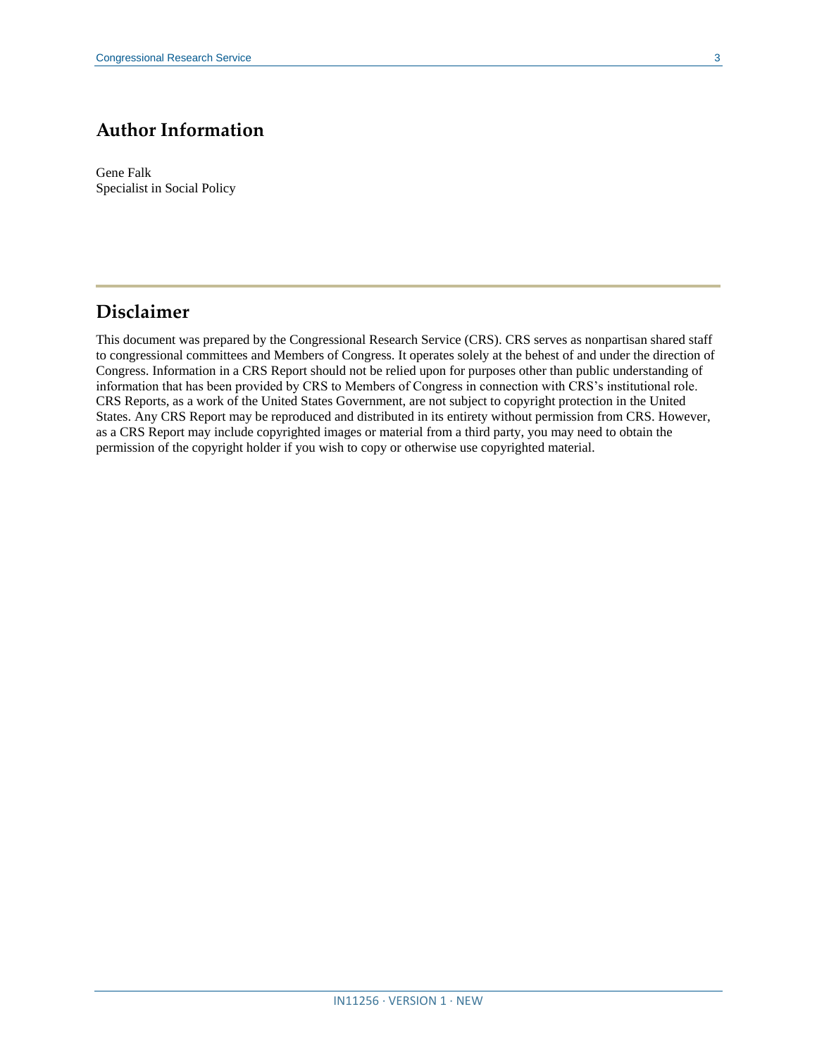## Author Information

Gene Falk
Specialist in Social Policy

## Disclaimer

This document was prepared by the Congressional Research Service (CRS). CRS serves as nonpartisan shared staff to congressional committees and Members of Congress. It operates solely at the behest of and under the direction of Congress. Information in a CRS Report should not be relied upon for purposes other than public understanding of information that has been provided by CRS to Members of Congress in connection with CRS's institutional role. CRS Reports, as a work of the United States Government, are not subject to copyright protection in the United States. Any CRS Report may be reproduced and distributed in its entirety without permission from CRS. However, as a CRS Report may include copyrighted images or material from a third party, you may need to obtain the permission of the copyright holder if you wish to copy or otherwise use copyrighted material.